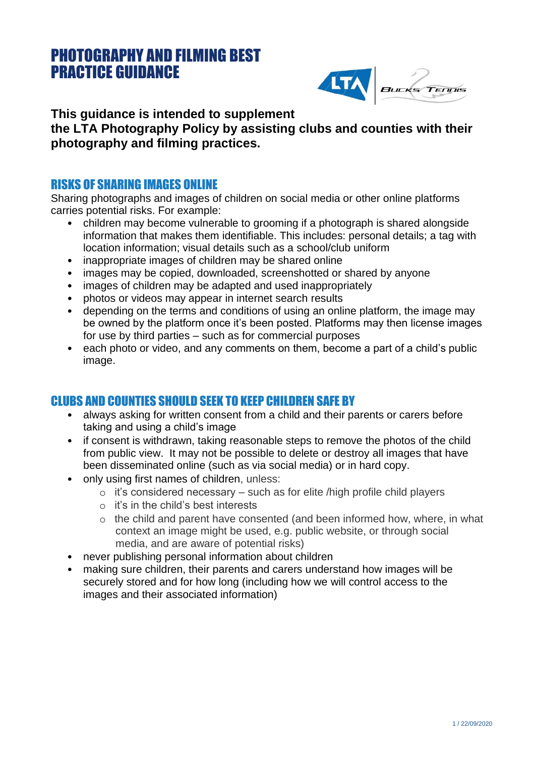# PHOTOGRAPHY AND FILMING BEST PRACTICE GUIDANCE

**This guidance is intended to supplement the LTA Photography Policy by assisting clubs and counties with their photography and filming practices.**

## RISKS OF SHARING IMAGES ONLINE

Sharing photographs and images of children on social media or other online platforms carries potential risks. For example:

- children may become vulnerable to grooming if a photograph is shared alongside information that makes them identifiable. This includes: personal details; a tag with location information; visual details such as a school/club uniform
- inappropriate images of children may be shared online
- images may be copied, downloaded, screenshotted or shared by anyone
- images of children may be adapted and used inappropriately
- photos or videos may appear in internet search results
- depending on the terms and conditions of using an online platform, the image may be owned by the platform once it's been posted. Platforms may then license images for use by third parties – such as for commercial purposes
- each photo or video, and any comments on them, become a part of a child's public image.

## CLUBS AND COUNTIES SHOULD SEEK TO KEEP CHILDREN SAFE BY

- always asking for written consent from a child and their parents or carers before taking and using a child's image
- if consent is withdrawn, taking reasonable steps to remove the photos of the child from public view. It may not be possible to delete or destroy all images that have been disseminated online (such as via social media) or in hard copy.
- only using first names of children, unless:
  - it's considered necessary – such as for elite /high profile child players
  - it's in the child's best interests
  - the child and parent have consented (and been informed how, where, in what context an image might be used, e.g. public website, or through social media, and are aware of potential risks)
- never publishing personal information about children
- making sure children, their parents and carers understand how images will be securely stored and for how long (including how we will control access to the images and their associated information)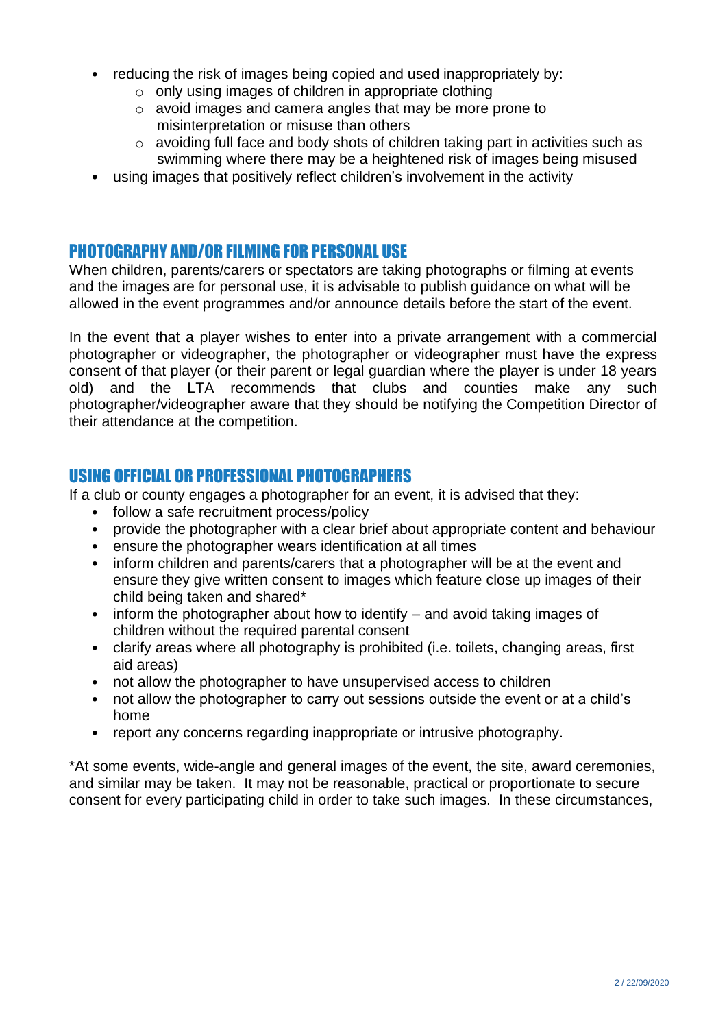- reducing the risk of images being copied and used inappropriately by:
    - only using images of children in appropriate clothing
    - avoid images and camera angles that may be more prone to misinterpretation or misuse than others
    - avoiding full face and body shots of children taking part in activities such as swimming where there may be a heightened risk of images being misused
- using images that positively reflect children's involvement in the activity

## PHOTOGRAPHY AND/OR FILMING FOR PERSONAL USE

When children, parents/carers or spectators are taking photographs or filming at events and the images are for personal use, it is advisable to publish guidance on what will be allowed in the event programmes and/or announce details before the start of the event.

In the event that a player wishes to enter into a private arrangement with a commercial photographer or videographer, the photographer or videographer must have the express consent of that player (or their parent or legal guardian where the player is under 18 years old) and the LTA recommends that clubs and counties make any such photographer/videographer aware that they should be notifying the Competition Director of their attendance at the competition.

## USING OFFICIAL OR PROFESSIONAL PHOTOGRAPHERS

If a club or county engages a photographer for an event, it is advised that they:

- follow a safe recruitment process/policy
- provide the photographer with a clear brief about appropriate content and behaviour
- ensure the photographer wears identification at all times
- inform children and parents/carers that a photographer will be at the event and ensure they give written consent to images which feature close up images of their child being taken and shared*
- inform the photographer about how to identify – and avoid taking images of children without the required parental consent
- clarify areas where all photography is prohibited (i.e. toilets, changing areas, first aid areas)
- not allow the photographer to have unsupervised access to children
- not allow the photographer to carry out sessions outside the event or at a child's home
- report any concerns regarding inappropriate or intrusive photography.

*At some events, wide-angle and general images of the event, the site, award ceremonies, and similar may be taken. It may not be reasonable, practical or proportionate to secure consent for every participating child in order to take such images. In these circumstances,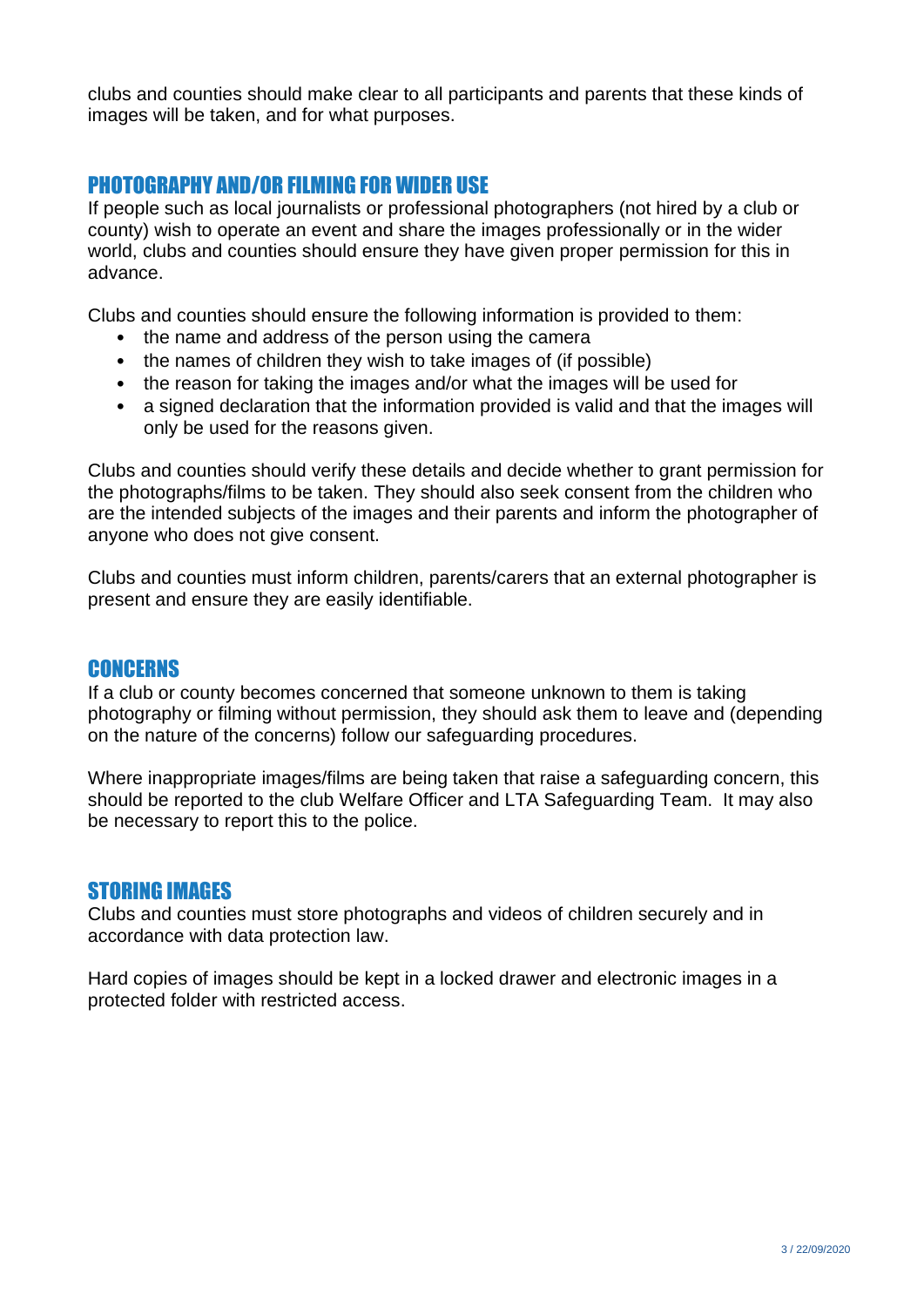clubs and counties should make clear to all participants and parents that these kinds of images will be taken, and for what purposes.

## PHOTOGRAPHY AND/OR FILMING FOR WIDER USE

If people such as local journalists or professional photographers (not hired by a club or county) wish to operate an event and share the images professionally or in the wider world, clubs and counties should ensure they have given proper permission for this in advance.

Clubs and counties should ensure the following information is provided to them:

- the name and address of the person using the camera
- the names of children they wish to take images of (if possible)
- the reason for taking the images and/or what the images will be used for
- a signed declaration that the information provided is valid and that the images will only be used for the reasons given.

Clubs and counties should verify these details and decide whether to grant permission for the photographs/films to be taken. They should also seek consent from the children who are the intended subjects of the images and their parents and inform the photographer of anyone who does not give consent.

Clubs and counties must inform children, parents/carers that an external photographer is present and ensure they are easily identifiable.

## CONCERNS

If a club or county becomes concerned that someone unknown to them is taking photography or filming without permission, they should ask them to leave and (depending on the nature of the concerns) follow our safeguarding procedures.

Where inappropriate images/films are being taken that raise a safeguarding concern, this should be reported to the club Welfare Officer and LTA Safeguarding Team. It may also be necessary to report this to the police.

## STORING IMAGES

Clubs and counties must store photographs and videos of children securely and in accordance with data protection law.

Hard copies of images should be kept in a locked drawer and electronic images in a protected folder with restricted access.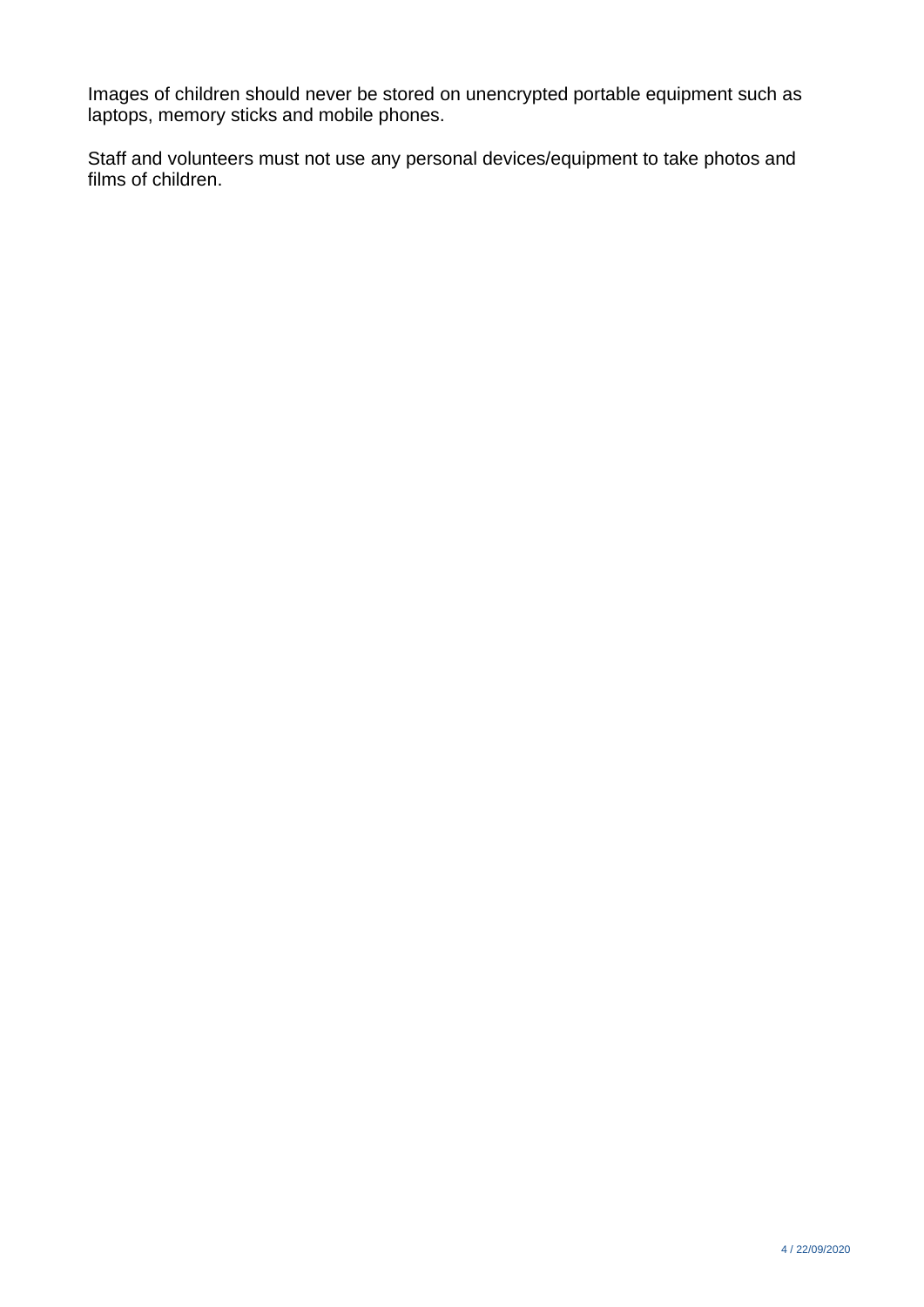Images of children should never be stored on unencrypted portable equipment such as laptops, memory sticks and mobile phones.

Staff and volunteers must not use any personal devices/equipment to take photos and films of children.